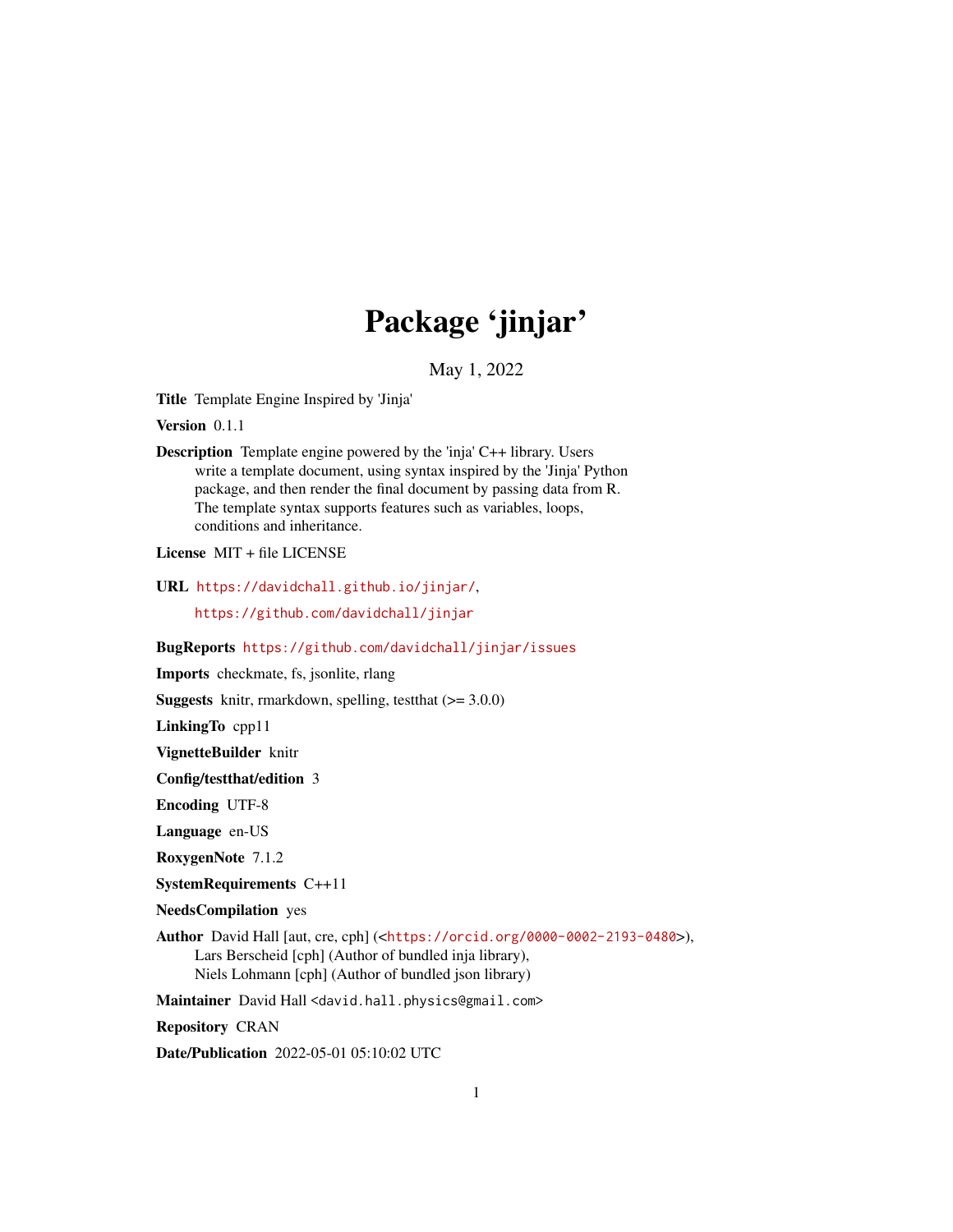# Package 'jinjar'

May 1, 2022

**Title** Template Engine Inspired by 'Jinja'

**Version** 0.1.1

**Description** Template engine powered by the 'inja' C++ library. Users write a template document, using syntax inspired by the 'Jinja' Python package, and then render the final document by passing data from R. The template syntax supports features such as variables, loops, conditions and inheritance.

**License** MIT + file LICENSE

**URL** https://davidchall.github.io/jinjar/,
https://github.com/davidchall/jinjar

**BugReports** https://github.com/davidchall/jinjar/issues

**Imports** checkmate, fs, jsonlite, rlang

**Suggests** knitr, rmarkdown, spelling, testthat (>= 3.0.0)

**LinkingTo** cpp11

**VignetteBuilder** knitr

**Config/testthat/edition** 3

**Encoding** UTF-8

**Language** en-US

**RoxygenNote** 7.1.2

**SystemRequirements** C++11

**NeedsCompilation** yes

**Author** David Hall [aut, cre, cph] (<https://orcid.org/0000-0002-2193-0480>),
Lars Berscheid [cph] (Author of bundled inja library),
Niels Lohmann [cph] (Author of bundled json library)

**Maintainer** David Hall <david.hall.physics@gmail.com>

**Repository** CRAN

**Date/Publication** 2022-05-01 05:10:02 UTC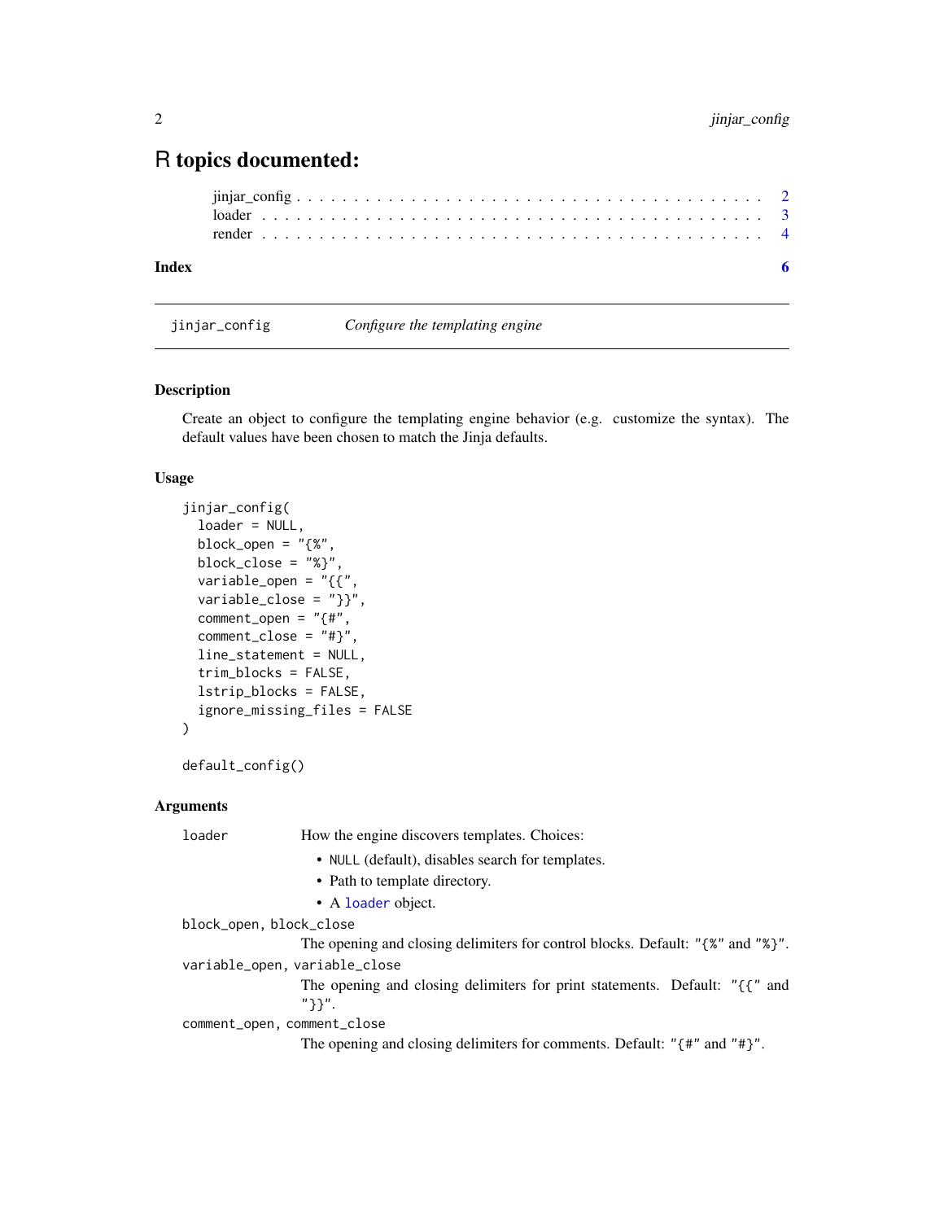# R topics documented:

jinjar_config . . . . . . . . . . . . . . . . . . . . . . . . . . . . . . . . . . . . . . . 2
loader . . . . . . . . . . . . . . . . . . . . . . . . . . . . . . . . . . . . . . . . . . . 3
render . . . . . . . . . . . . . . . . . . . . . . . . . . . . . . . . . . . . . . . . . . . 4

**Index** **6**

---

`jinjar_config` *Configure the templating engine*

---

### Description

Create an object to configure the templating engine behavior (e.g. customize the syntax). The default values have been chosen to match the Jinja defaults.

### Usage

```
jinjar_config(
  loader = NULL,
  block_open = "{%",
  block_close = "%}",
  variable_open = "{{",
  variable_close = "}}",
  comment_open = "{#",
  comment_close = "#}",
  line_statement = NULL,
  trim_blocks = FALSE,
  lstrip_blocks = FALSE,
  ignore_missing_files = FALSE
)

default_config()
```

### Arguments

`loader` How the engine discovers templates. Choices:

- `NULL` (default), disables search for templates.
- Path to template directory.
- A `loader` object.

`block_open, block_close` The opening and closing delimiters for control blocks. Default: `"{%"` and `"%}"`.

`variable_open, variable_close` The opening and closing delimiters for print statements. Default: `"{{"` and `"}}"`.

`comment_open, comment_close` The opening and closing delimiters for comments. Default: `"{#"` and `"#}"`.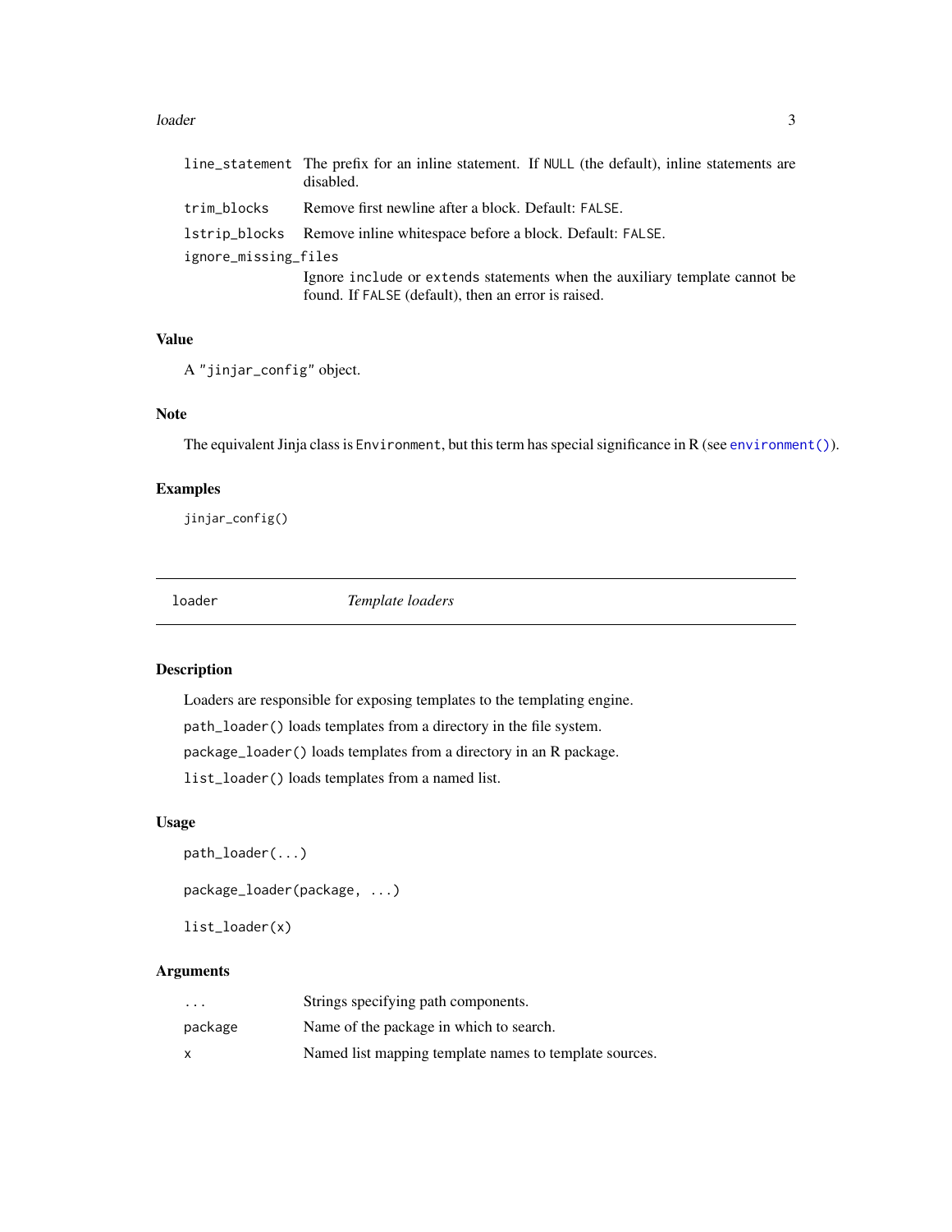| | |
|---|---|
| `line_statement` | The prefix for an inline statement. If `NULL` (the default), inline statements are disabled. |
| `trim_blocks` | Remove first newline after a block. Default: `FALSE`. |
| `lstrip_blocks` | Remove inline whitespace before a block. Default: `FALSE`. |
| `ignore_missing_files` | Ignore `include` or `extends` statements when the auxiliary template cannot be found. If `FALSE` (default), then an error is raised. |

### Value

A `"jinjar_config"` object.

### Note

The equivalent Jinja class is `Environment`, but this term has special significance in R (see `environment()`).

### Examples

```
jinjar_config()
```

---

## loader — *Template loaders*

---

### Description

Loaders are responsible for exposing templates to the templating engine.

`path_loader()` loads templates from a directory in the file system.

`package_loader()` loads templates from a directory in an R package.

`list_loader()` loads templates from a named list.

### Usage

```
path_loader(...)

package_loader(package, ...)

list_loader(x)
```

### Arguments

| | |
|---|---|
| `...` | Strings specifying path components. |
| `package` | Name of the package in which to search. |
| `x` | Named list mapping template names to template sources. |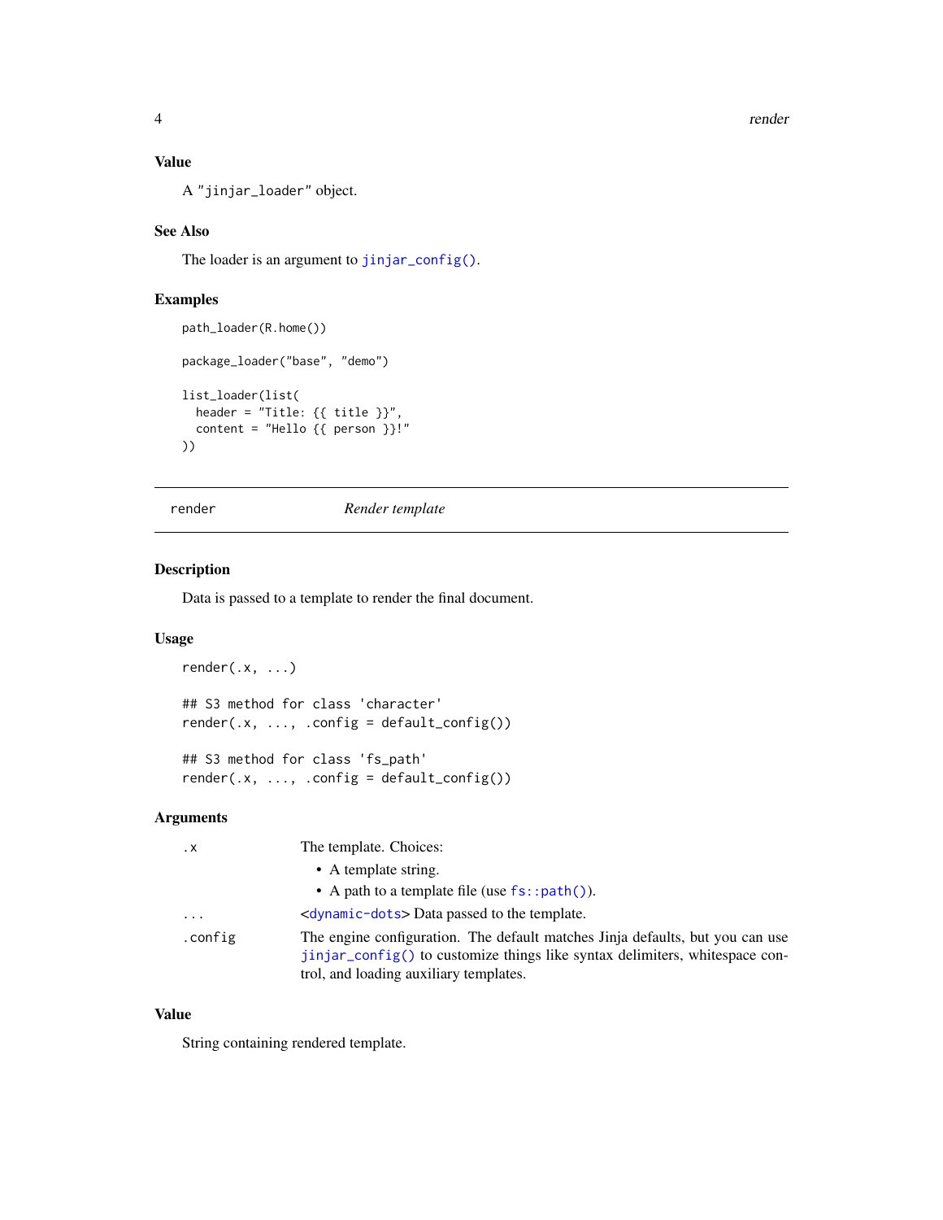### Value

A "jinjar_loader" object.

### See Also

The loader is an argument to `jinjar_config()`.

### Examples

```
path_loader(R.home())

package_loader("base", "demo")

list_loader(list(
  header = "Title: {{ title }}",
  content = "Hello {{ person }}!"
))
```

---

## render — *Render template*

---

### Description

Data is passed to a template to render the final document.

### Usage

```
render(.x, ...)

## S3 method for class 'character'
render(.x, ..., .config = default_config())

## S3 method for class 'fs_path'
render(.x, ..., .config = default_config())
```

### Arguments

| | |
|---|---|
| `.x` | The template. Choices:<br>• A template string.<br>• A path to a template file (use `fs::path()`). |
| `...` | <`dynamic-dots`> Data passed to the template. |
| `.config` | The engine configuration. The default matches Jinja defaults, but you can use `jinjar_config()` to customize things like syntax delimiters, whitespace control, and loading auxiliary templates. |

### Value

String containing rendered template.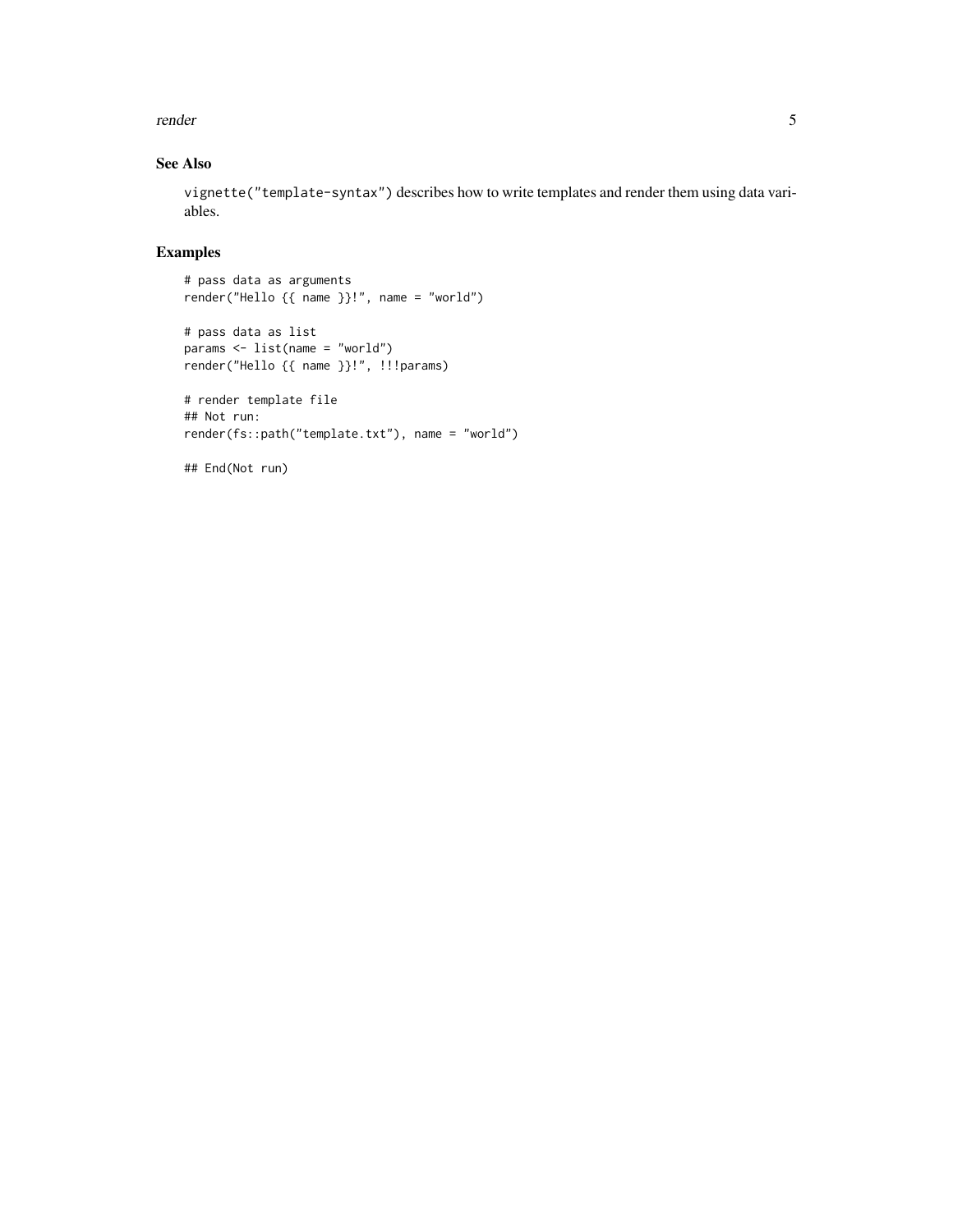## See Also

`vignette("template-syntax")` describes how to write templates and render them using data variables.

## Examples

```
# pass data as arguments
render("Hello {{ name }}!", name = "world")

# pass data as list
params <- list(name = "world")
render("Hello {{ name }}!", !!!params)

# render template file
## Not run:
render(fs::path("template.txt"), name = "world")

## End(Not run)
```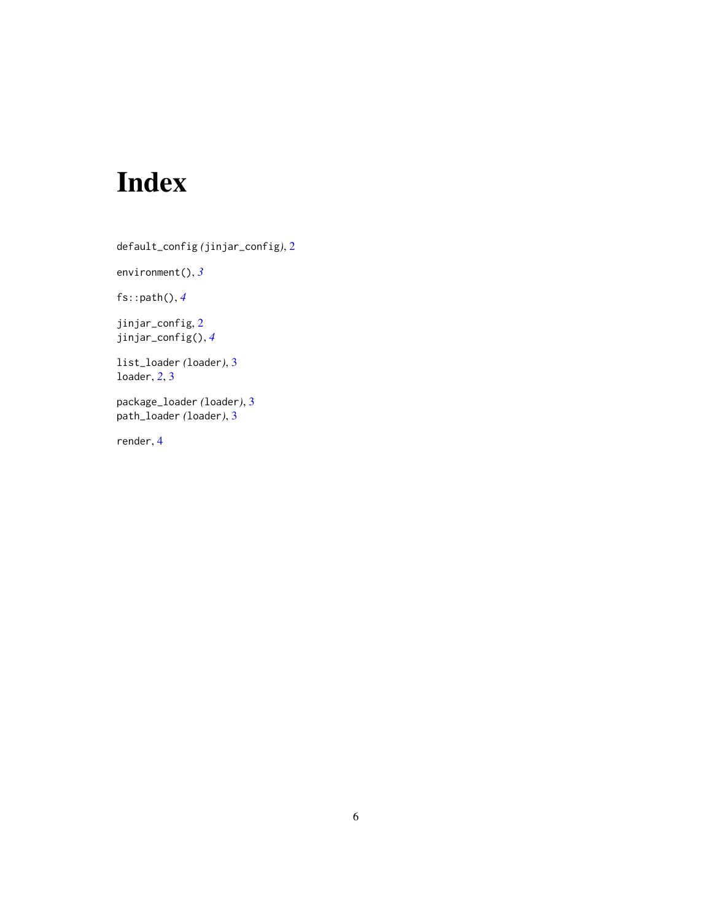# Index

default_config *(*jinjar_config*)*, 2

environment(), *3*

fs::path(), *4*

jinjar_config, 2
jinjar_config(), *4*

list_loader *(*loader*)*, 3
loader, *2*, 3

package_loader *(*loader*)*, 3
path_loader *(*loader*)*, 3

render, 4